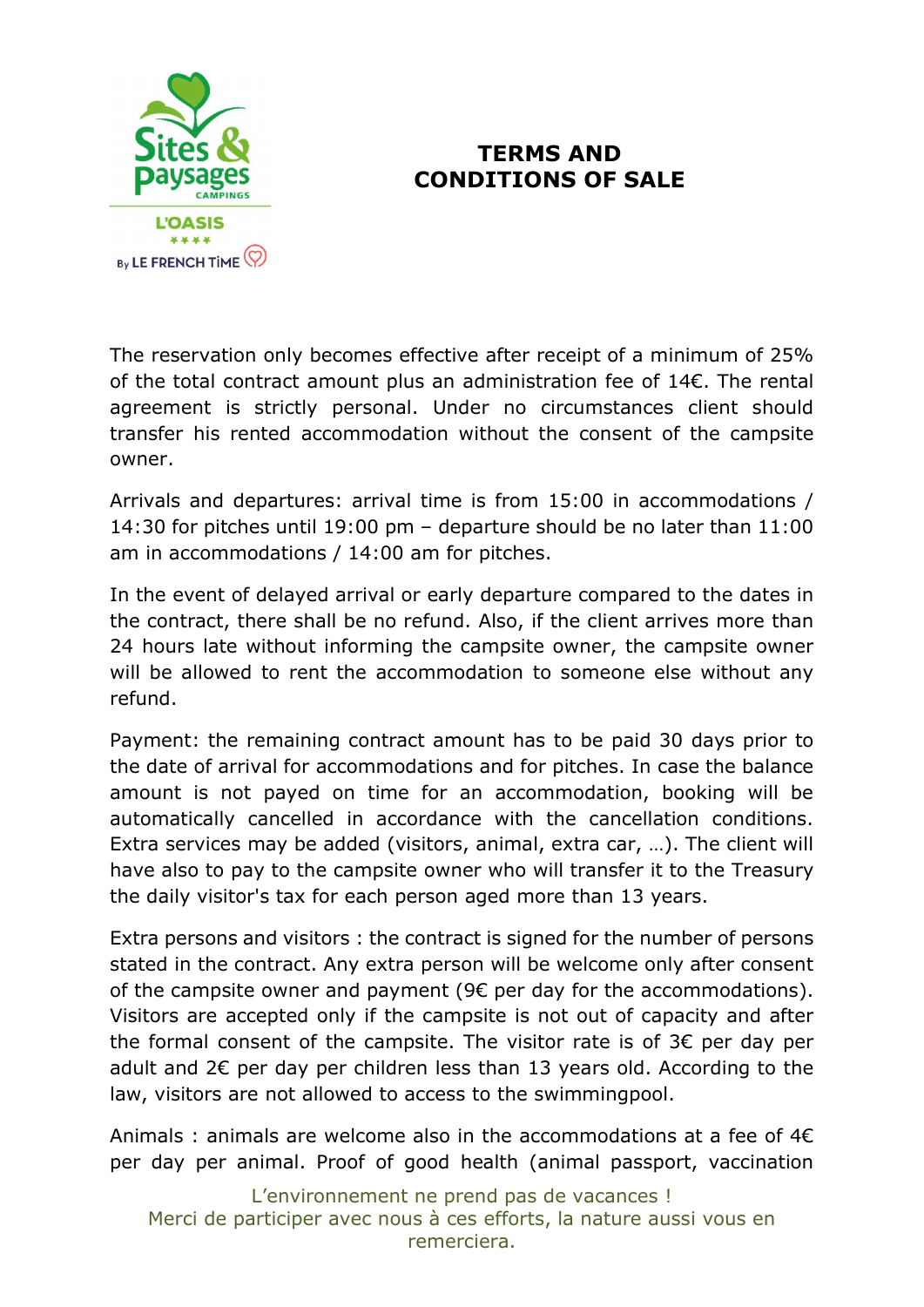# TERMS AND CONDITIONS OF SALE

The reservation only becomes effective after receipt of a minimum of 25% of the total contract amount plus an administration fee of 14€. The rental agreement is strictly personal. Under no circumstances client should transfer his rented accommodation without the consent of the campsite owner.

Arrivals and departures: arrival time is from 15:00 in accommodations / 14:30 for pitches until 19:00 pm – departure should be no later than 11:00 am in accommodations / 14:00 am for pitches.

In the event of delayed arrival or early departure compared to the dates in the contract, there shall be no refund. Also, if the client arrives more than 24 hours late without informing the campsite owner, the campsite owner will be allowed to rent the accommodation to someone else without any refund.

Payment: the remaining contract amount has to be paid 30 days prior to the date of arrival for accommodations and for pitches. In case the balance amount is not payed on time for an accommodation, booking will be automatically cancelled in accordance with the cancellation conditions. Extra services may be added (visitors, animal, extra car, …). The client will have also to pay to the campsite owner who will transfer it to the Treasury the daily visitor's tax for each person aged more than 13 years.

Extra persons and visitors : the contract is signed for the number of persons stated in the contract. Any extra person will be welcome only after consent of the campsite owner and payment (9€ per day for the accommodations). Visitors are accepted only if the campsite is not out of capacity and after the formal consent of the campsite. The visitor rate is of 3€ per day per adult and 2€ per day per children less than 13 years old. According to the law, visitors are not allowed to access to the swimmingpool.

Animals : animals are welcome also in the accommodations at a fee of 4€ per day per animal. Proof of good health (animal passport, vaccination

L'environnement ne prend pas de vacances !
Merci de participer avec nous à ces efforts, la nature aussi vous en remerciera.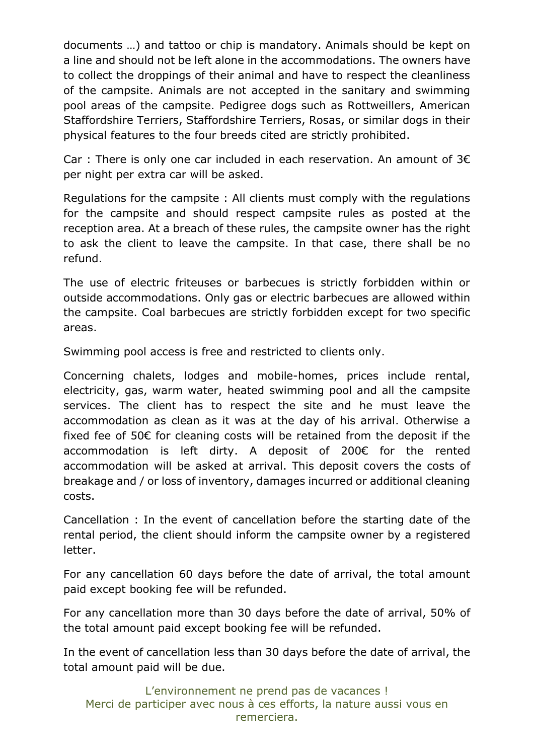documents …) and tattoo or chip is mandatory. Animals should be kept on a line and should not be left alone in the accommodations. The owners have to collect the droppings of their animal and have to respect the cleanliness of the campsite. Animals are not accepted in the sanitary and swimming pool areas of the campsite. Pedigree dogs such as Rottweillers, American Staffordshire Terriers, Staffordshire Terriers, Rosas, or similar dogs in their physical features to the four breeds cited are strictly prohibited.

Car : There is only one car included in each reservation. An amount of 3€ per night per extra car will be asked.

Regulations for the campsite : All clients must comply with the regulations for the campsite and should respect campsite rules as posted at the reception area. At a breach of these rules, the campsite owner has the right to ask the client to leave the campsite. In that case, there shall be no refund.

The use of electric friteuses or barbecues is strictly forbidden within or outside accommodations. Only gas or electric barbecues are allowed within the campsite. Coal barbecues are strictly forbidden except for two specific areas.

Swimming pool access is free and restricted to clients only.

Concerning chalets, lodges and mobile-homes, prices include rental, electricity, gas, warm water, heated swimming pool and all the campsite services. The client has to respect the site and he must leave the accommodation as clean as it was at the day of his arrival. Otherwise a fixed fee of 50€ for cleaning costs will be retained from the deposit if the accommodation is left dirty. A deposit of 200€ for the rented accommodation will be asked at arrival. This deposit covers the costs of breakage and / or loss of inventory, damages incurred or additional cleaning costs.

Cancellation : In the event of cancellation before the starting date of the rental period, the client should inform the campsite owner by a registered letter.

For any cancellation 60 days before the date of arrival, the total amount paid except booking fee will be refunded.

For any cancellation more than 30 days before the date of arrival, 50% of the total amount paid except booking fee will be refunded.

In the event of cancellation less than 30 days before the date of arrival, the total amount paid will be due.

L'environnement ne prend pas de vacances !
Merci de participer avec nous à ces efforts, la nature aussi vous en remerciera.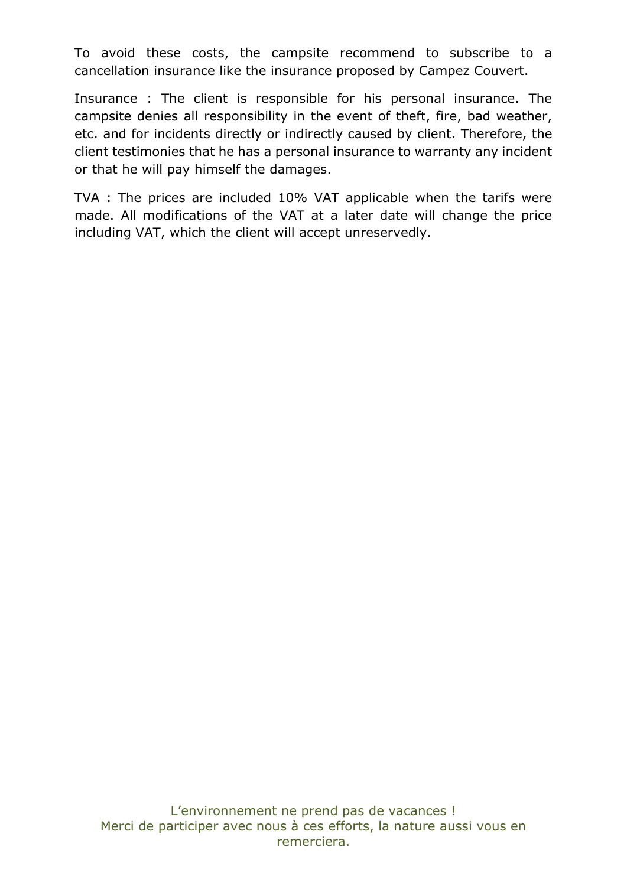To avoid these costs, the campsite recommend to subscribe to a cancellation insurance like the insurance proposed by Campez Couvert.

Insurance : The client is responsible for his personal insurance. The campsite denies all responsibility in the event of theft, fire, bad weather, etc. and for incidents directly or indirectly caused by client. Therefore, the client testimonies that he has a personal insurance to warranty any incident or that he will pay himself the damages.

TVA : The prices are included 10% VAT applicable when the tarifs were made. All modifications of the VAT at a later date will change the price including VAT, which the client will accept unreservedly.

L'environnement ne prend pas de vacances !
Merci de participer avec nous à ces efforts, la nature aussi vous en remerciera.